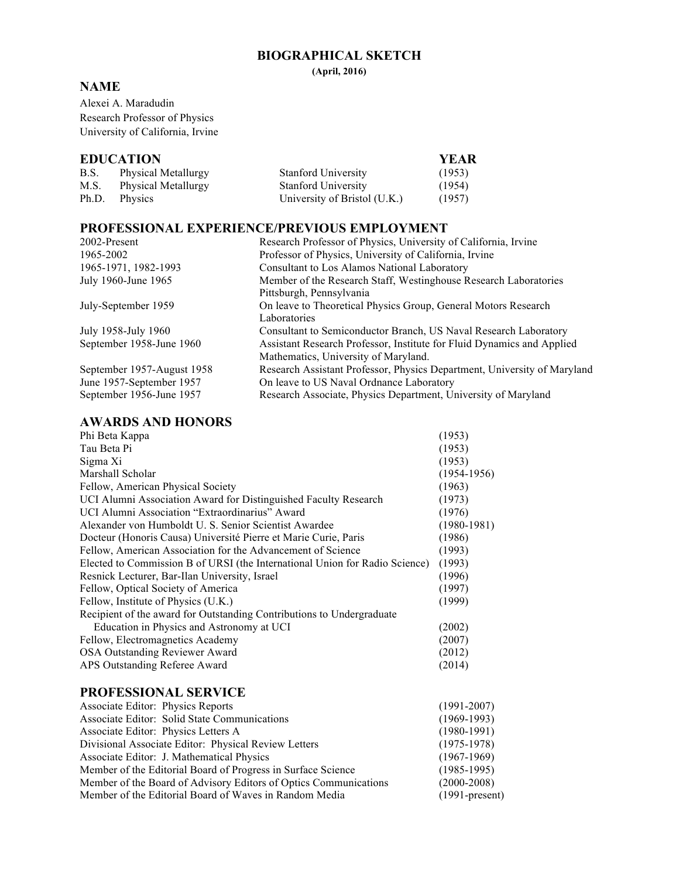# BIOGRAPHICAL SKETCH

**(April, 2016)**

## NAME

Alexei A. Maradudin
Research Professor of Physics
University of California, Irvine

## EDUCATION

| | | | YEAR |
|---|---|---|---|
| B.S. | Physical Metallurgy | Stanford University | (1953) |
| M.S. | Physical Metallurgy | Stanford University | (1954) |
| Ph.D. | Physics | University of Bristol (U.K.) | (1957) |

## PROFESSIONAL EXPERIENCE/PREVIOUS EMPLOYMENT

| | |
|---|---|
| 2002-Present | Research Professor of Physics, University of California, Irvine |
| 1965-2002 | Professor of Physics, University of California, Irvine |
| 1965-1971, 1982-1993 | Consultant to Los Alamos National Laboratory |
| July 1960-June 1965 | Member of the Research Staff, Westinghouse Research Laboratories Pittsburgh, Pennsylvania |
| July-September 1959 | On leave to Theoretical Physics Group, General Motors Research Laboratories |
| July 1958-July 1960 | Consultant to Semiconductor Branch, US Naval Research Laboratory |
| September 1958-June 1960 | Assistant Research Professor, Institute for Fluid Dynamics and Applied Mathematics, University of Maryland. |
| September 1957-August 1958 | Research Assistant Professor, Physics Department, University of Maryland |
| June 1957-September 1957 | On leave to US Naval Ordnance Laboratory |
| September 1956-June 1957 | Research Associate, Physics Department, University of Maryland |

## AWARDS AND HONORS

| | |
|---|---|
| Phi Beta Kappa | (1953) |
| Tau Beta Pi | (1953) |
| Sigma Xi | (1953) |
| Marshall Scholar | (1954-1956) |
| Fellow, American Physical Society | (1963) |
| UCI Alumni Association Award for Distinguished Faculty Research | (1973) |
| UCI Alumni Association "Extraordinarius" Award | (1976) |
| Alexander von Humboldt U. S. Senior Scientist Awardee | (1980-1981) |
| Docteur (Honoris Causa) Université Pierre et Marie Curie, Paris | (1986) |
| Fellow, American Association for the Advancement of Science | (1993) |
| Elected to Commission B of URSI (the International Union for Radio Science) | (1993) |
| Resnick Lecturer, Bar-Ilan University, Israel | (1996) |
| Fellow, Optical Society of America | (1997) |
| Fellow, Institute of Physics (U.K.) | (1999) |
| Recipient of the award for Outstanding Contributions to Undergraduate Education in Physics and Astronomy at UCI | (2002) |
| Fellow, Electromagnetics Academy | (2007) |
| OSA Outstanding Reviewer Award | (2012) |
| APS Outstanding Referee Award | (2014) |

## PROFESSIONAL SERVICE

| | |
|---|---|
| Associate Editor: Physics Reports | (1991-2007) |
| Associate Editor: Solid State Communications | (1969-1993) |
| Associate Editor: Physics Letters A | (1980-1991) |
| Divisional Associate Editor: Physical Review Letters | (1975-1978) |
| Associate Editor: J. Mathematical Physics | (1967-1969) |
| Member of the Editorial Board of Progress in Surface Science | (1985-1995) |
| Member of the Board of Advisory Editors of Optics Communications | (2000-2008) |
| Member of the Editorial Board of Waves in Random Media | (1991-present) |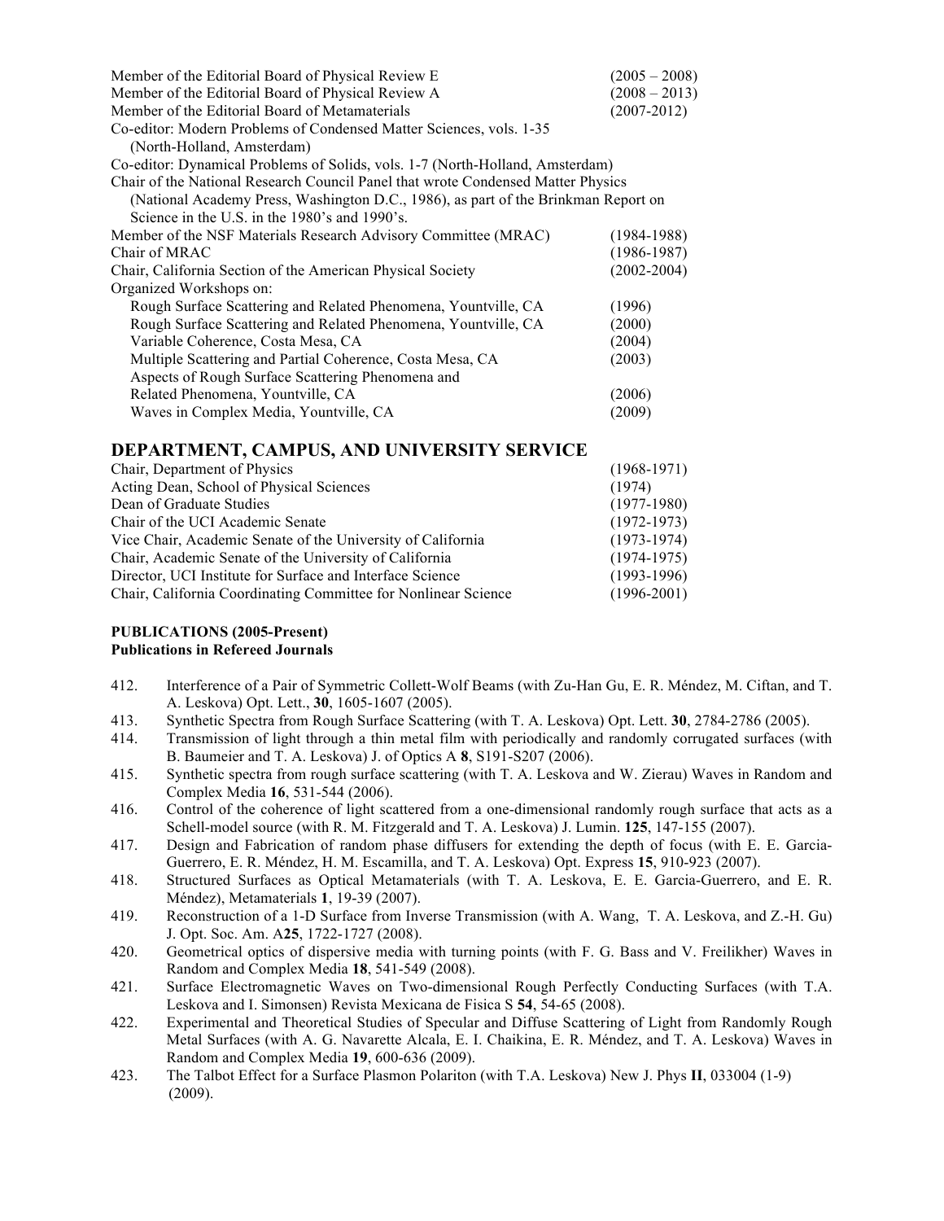Member of the Editorial Board of Physical Review E (2005 – 2008)
Member of the Editorial Board of Physical Review A (2008 – 2013)
Member of the Editorial Board of Metamaterials (2007-2012)
Co-editor: Modern Problems of Condensed Matter Sciences, vols. 1-35 (North-Holland, Amsterdam)
Co-editor: Dynamical Problems of Solids, vols. 1-7 (North-Holland, Amsterdam)
Chair of the National Research Council Panel that wrote Condensed Matter Physics (National Academy Press, Washington D.C., 1986), as part of the Brinkman Report on Science in the U.S. in the 1980's and 1990's.
Member of the NSF Materials Research Advisory Committee (MRAC) (1984-1988)
Chair of MRAC (1986-1987)
Chair, California Section of the American Physical Society (2002-2004)
Organized Workshops on:
- Rough Surface Scattering and Related Phenomena, Yountville, CA (1996)
- Rough Surface Scattering and Related Phenomena, Yountville, CA (2000)
- Variable Coherence, Costa Mesa, CA (2004)
- Multiple Scattering and Partial Coherence, Costa Mesa, CA (2003)
- Aspects of Rough Surface Scattering Phenomena and Related Phenomena, Yountville, CA (2006)
- Waves in Complex Media, Yountville, CA (2009)

## DEPARTMENT, CAMPUS, AND UNIVERSITY SERVICE

Chair, Department of Physics (1968-1971)
Acting Dean, School of Physical Sciences (1974)
Dean of Graduate Studies (1977-1980)
Chair of the UCI Academic Senate (1972-1973)
Vice Chair, Academic Senate of the University of California (1973-1974)
Chair, Academic Senate of the University of California (1974-1975)
Director, UCI Institute for Surface and Interface Science (1993-1996)
Chair, California Coordinating Committee for Nonlinear Science (1996-2001)

### PUBLICATIONS (2005-Present)
**Publications in Refereed Journals**

412. Interference of a Pair of Symmetric Collett-Wolf Beams (with Zu-Han Gu, E. R. Méndez, M. Ciftan, and T. A. Leskova) Opt. Lett., **30**, 1605-1607 (2005).
413. Synthetic Spectra from Rough Surface Scattering (with T. A. Leskova) Opt. Lett. **30**, 2784-2786 (2005).
414. Transmission of light through a thin metal film with periodically and randomly corrugated surfaces (with B. Baumeier and T. A. Leskova) J. of Optics A **8**, S191-S207 (2006).
415. Synthetic spectra from rough surface scattering (with T. A. Leskova and W. Zierau) Waves in Random and Complex Media **16**, 531-544 (2006).
416. Control of the coherence of light scattered from a one-dimensional randomly rough surface that acts as a Schell-model source (with R. M. Fitzgerald and T. A. Leskova) J. Lumin. **125**, 147-155 (2007).
417. Design and Fabrication of random phase diffusers for extending the depth of focus (with E. E. Garcia-Guerrero, E. R. Méndez, H. M. Escamilla, and T. A. Leskova) Opt. Express **15**, 910-923 (2007).
418. Structured Surfaces as Optical Metamaterials (with T. A. Leskova, E. E. Garcia-Guerrero, and E. R. Méndez), Metamaterials **1**, 19-39 (2007).
419. Reconstruction of a 1-D Surface from Inverse Transmission (with A. Wang, T. A. Leskova, and Z.-H. Gu) J. Opt. Soc. Am. A**25**, 1722-1727 (2008).
420. Geometrical optics of dispersive media with turning points (with F. G. Bass and V. Freilikher) Waves in Random and Complex Media **18**, 541-549 (2008).
421. Surface Electromagnetic Waves on Two-dimensional Rough Perfectly Conducting Surfaces (with T.A. Leskova and I. Simonsen) Revista Mexicana de Fisica S **54**, 54-65 (2008).
422. Experimental and Theoretical Studies of Specular and Diffuse Scattering of Light from Randomly Rough Metal Surfaces (with A. G. Navarette Alcala, E. I. Chaikina, E. R. Méndez, and T. A. Leskova) Waves in Random and Complex Media **19**, 600-636 (2009).
423. The Talbot Effect for a Surface Plasmon Polariton (with T.A. Leskova) New J. Phys **II**, 033004 (1-9) (2009).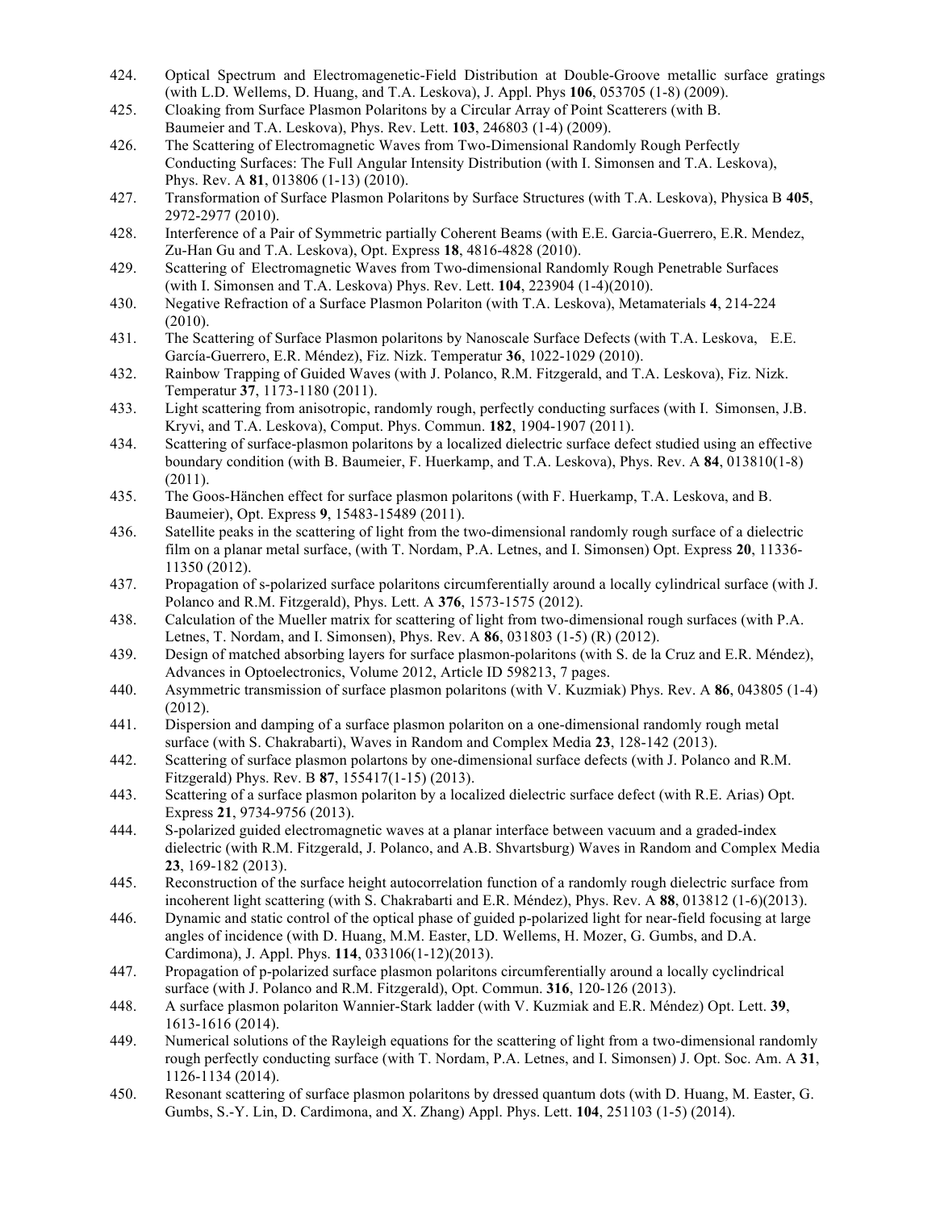424. Optical Spectrum and Electromagenetic-Field Distribution at Double-Groove metallic surface gratings (with L.D. Wellems, D. Huang, and T.A. Leskova), J. Appl. Phys **106**, 053705 (1-8) (2009).
425. Cloaking from Surface Plasmon Polaritons by a Circular Array of Point Scatterers (with B. Baumeier and T.A. Leskova), Phys. Rev. Lett. **103**, 246803 (1-4) (2009).
426. The Scattering of Electromagnetic Waves from Two-Dimensional Randomly Rough Perfectly Conducting Surfaces: The Full Angular Intensity Distribution (with I. Simonsen and T.A. Leskova), Phys. Rev. A **81**, 013806 (1-13) (2010).
427. Transformation of Surface Plasmon Polaritons by Surface Structures (with T.A. Leskova), Physica B **405**, 2972-2977 (2010).
428. Interference of a Pair of Symmetric partially Coherent Beams (with E.E. Garcia-Guerrero, E.R. Mendez, Zu-Han Gu and T.A. Leskova), Opt. Express **18**, 4816-4828 (2010).
429. Scattering of Electromagnetic Waves from Two-dimensional Randomly Rough Penetrable Surfaces (with I. Simonsen and T.A. Leskova) Phys. Rev. Lett. **104**, 223904 (1-4)(2010).
430. Negative Refraction of a Surface Plasmon Polariton (with T.A. Leskova), Metamaterials **4**, 214-224 (2010).
431. The Scattering of Surface Plasmon polaritons by Nanoscale Surface Defects (with T.A. Leskova, E.E. García-Guerrero, E.R. Méndez), Fiz. Nizk. Temperatur **36**, 1022-1029 (2010).
432. Rainbow Trapping of Guided Waves (with J. Polanco, R.M. Fitzgerald, and T.A. Leskova), Fiz. Nizk. Temperatur **37**, 1173-1180 (2011).
433. Light scattering from anisotropic, randomly rough, perfectly conducting surfaces (with I. Simonsen, J.B. Kryvi, and T.A. Leskova), Comput. Phys. Commun. **182**, 1904-1907 (2011).
434. Scattering of surface-plasmon polaritons by a localized dielectric surface defect studied using an effective boundary condition (with B. Baumeier, F. Huerkamp, and T.A. Leskova), Phys. Rev. A **84**, 013810(1-8) (2011).
435. The Goos-Hänchen effect for surface plasmon polaritons (with F. Huerkamp, T.A. Leskova, and B. Baumeier), Opt. Express **9**, 15483-15489 (2011).
436. Satellite peaks in the scattering of light from the two-dimensional randomly rough surface of a dielectric film on a planar metal surface, (with T. Nordam, P.A. Letnes, and I. Simonsen) Opt. Express **20**, 11336-11350 (2012).
437. Propagation of s-polarized surface polaritons circumferentially around a locally cylindrical surface (with J. Polanco and R.M. Fitzgerald), Phys. Lett. A **376**, 1573-1575 (2012).
438. Calculation of the Mueller matrix for scattering of light from two-dimensional rough surfaces (with P.A. Letnes, T. Nordam, and I. Simonsen), Phys. Rev. A **86**, 031803 (1-5) (R) (2012).
439. Design of matched absorbing layers for surface plasmon-polaritons (with S. de la Cruz and E.R. Méndez), Advances in Optoelectronics, Volume 2012, Article ID 598213, 7 pages.
440. Asymmetric transmission of surface plasmon polaritons (with V. Kuzmiak) Phys. Rev. A **86**, 043805 (1-4) (2012).
441. Dispersion and damping of a surface plasmon polariton on a one-dimensional randomly rough metal surface (with S. Chakrabarti), Waves in Random and Complex Media **23**, 128-142 (2013).
442. Scattering of surface plasmon polartons by one-dimensional surface defects (with J. Polanco and R.M. Fitzgerald) Phys. Rev. B **87**, 155417(1-15) (2013).
443. Scattering of a surface plasmon polariton by a localized dielectric surface defect (with R.E. Arias) Opt. Express **21**, 9734-9756 (2013).
444. S-polarized guided electromagnetic waves at a planar interface between vacuum and a graded-index dielectric (with R.M. Fitzgerald, J. Polanco, and A.B. Shvartsburg) Waves in Random and Complex Media **23**, 169-182 (2013).
445. Reconstruction of the surface height autocorrelation function of a randomly rough dielectric surface from incoherent light scattering (with S. Chakrabarti and E.R. Méndez), Phys. Rev. A **88**, 013812 (1-6)(2013).
446. Dynamic and static control of the optical phase of guided p-polarized light for near-field focusing at large angles of incidence (with D. Huang, M.M. Easter, LD. Wellems, H. Mozer, G. Gumbs, and D.A. Cardimona), J. Appl. Phys. **114**, 033106(1-12)(2013).
447. Propagation of p-polarized surface plasmon polaritons circumferentially around a locally cyclindrical surface (with J. Polanco and R.M. Fitzgerald), Opt. Commun. **316**, 120-126 (2013).
448. A surface plasmon polariton Wannier-Stark ladder (with V. Kuzmiak and E.R. Méndez) Opt. Lett. **39**, 1613-1616 (2014).
449. Numerical solutions of the Rayleigh equations for the scattering of light from a two-dimensional randomly rough perfectly conducting surface (with T. Nordam, P.A. Letnes, and I. Simonsen) J. Opt. Soc. Am. A **31**, 1126-1134 (2014).
450. Resonant scattering of surface plasmon polaritons by dressed quantum dots (with D. Huang, M. Easter, G. Gumbs, S.-Y. Lin, D. Cardimona, and X. Zhang) Appl. Phys. Lett. **104**, 251103 (1-5) (2014).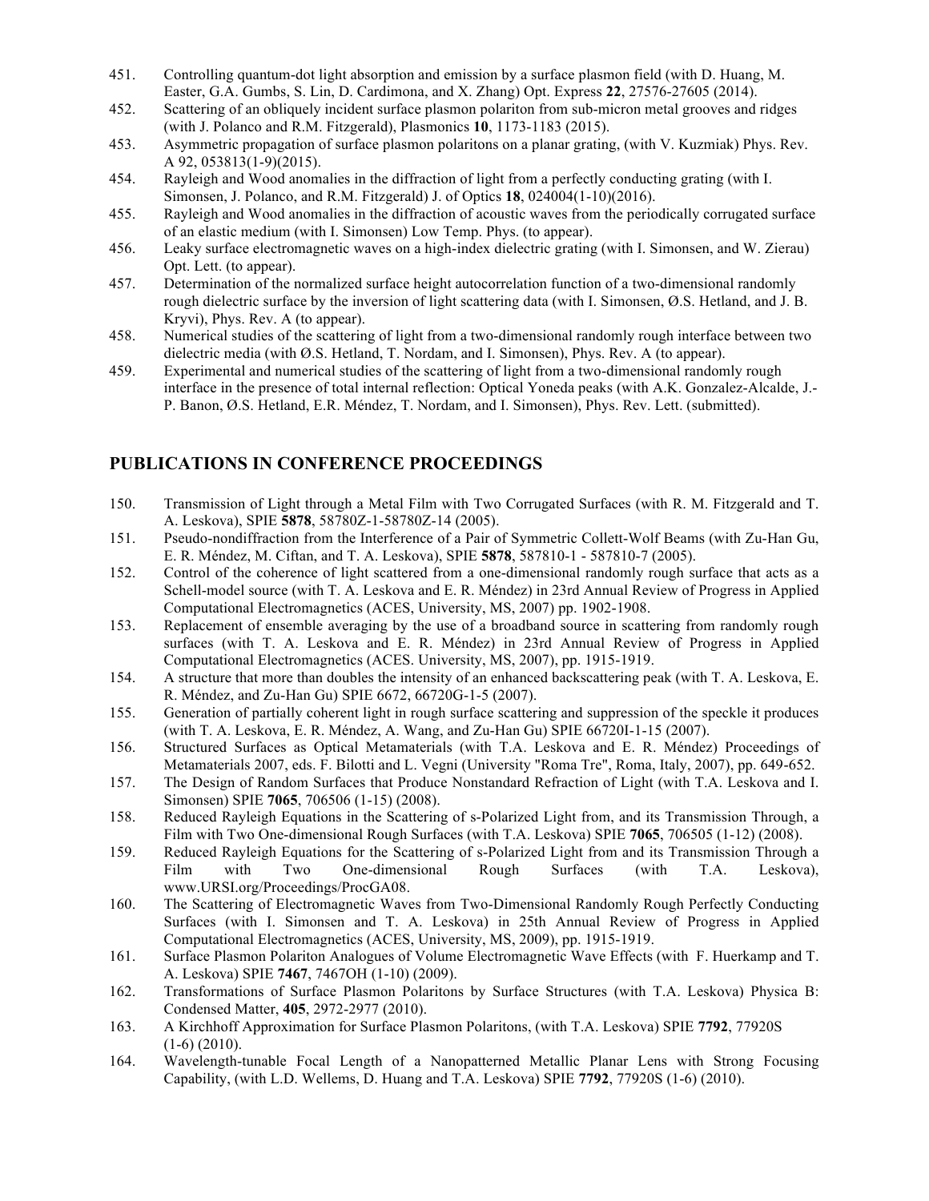451. Controlling quantum-dot light absorption and emission by a surface plasmon field (with D. Huang, M. Easter, G.A. Gumbs, S. Lin, D. Cardimona, and X. Zhang) Opt. Express **22**, 27576-27605 (2014).
452. Scattering of an obliquely incident surface plasmon polariton from sub-micron metal grooves and ridges (with J. Polanco and R.M. Fitzgerald), Plasmonics **10**, 1173-1183 (2015).
453. Asymmetric propagation of surface plasmon polaritons on a planar grating, (with V. Kuzmiak) Phys. Rev. A 92, 053813(1-9)(2015).
454. Rayleigh and Wood anomalies in the diffraction of light from a perfectly conducting grating (with I. Simonsen, J. Polanco, and R.M. Fitzgerald) J. of Optics **18**, 024004(1-10)(2016).
455. Rayleigh and Wood anomalies in the diffraction of acoustic waves from the periodically corrugated surface of an elastic medium (with I. Simonsen) Low Temp. Phys. (to appear).
456. Leaky surface electromagnetic waves on a high-index dielectric grating (with I. Simonsen, and W. Zierau) Opt. Lett. (to appear).
457. Determination of the normalized surface height autocorrelation function of a two-dimensional randomly rough dielectric surface by the inversion of light scattering data (with I. Simonsen, Ø.S. Hetland, and J. B. Kryvi), Phys. Rev. A (to appear).
458. Numerical studies of the scattering of light from a two-dimensional randomly rough interface between two dielectric media (with Ø.S. Hetland, T. Nordam, and I. Simonsen), Phys. Rev. A (to appear).
459. Experimental and numerical studies of the scattering of light from a two-dimensional randomly rough interface in the presence of total internal reflection: Optical Yoneda peaks (with A.K. Gonzalez-Alcalde, J.-P. Banon, Ø.S. Hetland, E.R. Méndez, T. Nordam, and I. Simonsen), Phys. Rev. Lett. (submitted).

## PUBLICATIONS IN CONFERENCE PROCEEDINGS

150. Transmission of Light through a Metal Film with Two Corrugated Surfaces (with R. M. Fitzgerald and T. A. Leskova), SPIE **5878**, 58780Z-1-58780Z-14 (2005).
151. Pseudo-nondiffraction from the Interference of a Pair of Symmetric Collett-Wolf Beams (with Zu-Han Gu, E. R. Méndez, M. Ciftan, and T. A. Leskova), SPIE **5878**, 587810-1 - 587810-7 (2005).
152. Control of the coherence of light scattered from a one-dimensional randomly rough surface that acts as a Schell-model source (with T. A. Leskova and E. R. Méndez) in 23rd Annual Review of Progress in Applied Computational Electromagnetics (ACES, University, MS, 2007) pp. 1902-1908.
153. Replacement of ensemble averaging by the use of a broadband source in scattering from randomly rough surfaces (with T. A. Leskova and E. R. Méndez) in 23rd Annual Review of Progress in Applied Computational Electromagnetics (ACES. University, MS, 2007), pp. 1915-1919.
154. A structure that more than doubles the intensity of an enhanced backscattering peak (with T. A. Leskova, E. R. Méndez, and Zu-Han Gu) SPIE 6672, 66720G-1-5 (2007).
155. Generation of partially coherent light in rough surface scattering and suppression of the speckle it produces (with T. A. Leskova, E. R. Méndez, A. Wang, and Zu-Han Gu) SPIE 66720I-1-15 (2007).
156. Structured Surfaces as Optical Metamaterials (with T.A. Leskova and E. R. Méndez) Proceedings of Metamaterials 2007, eds. F. Bilotti and L. Vegni (University "Roma Tre", Roma, Italy, 2007), pp. 649-652.
157. The Design of Random Surfaces that Produce Nonstandard Refraction of Light (with T.A. Leskova and I. Simonsen) SPIE **7065**, 706506 (1-15) (2008).
158. Reduced Rayleigh Equations in the Scattering of s-Polarized Light from, and its Transmission Through, a Film with Two One-dimensional Rough Surfaces (with T.A. Leskova) SPIE **7065**, 706505 (1-12) (2008).
159. Reduced Rayleigh Equations for the Scattering of s-Polarized Light from and its Transmission Through a Film with Two One-dimensional Rough Surfaces (with T.A. Leskova), www.URSI.org/Proceedings/ProcGA08.
160. The Scattering of Electromagnetic Waves from Two-Dimensional Randomly Rough Perfectly Conducting Surfaces (with I. Simonsen and T. A. Leskova) in 25th Annual Review of Progress in Applied Computational Electromagnetics (ACES, University, MS, 2009), pp. 1915-1919.
161. Surface Plasmon Polariton Analogues of Volume Electromagnetic Wave Effects (with F. Huerkamp and T. A. Leskova) SPIE **7467**, 7467OH (1-10) (2009).
162. Transformations of Surface Plasmon Polaritons by Surface Structures (with T.A. Leskova) Physica B: Condensed Matter, **405**, 2972-2977 (2010).
163. A Kirchhoff Approximation for Surface Plasmon Polaritons, (with T.A. Leskova) SPIE **7792**, 77920S (1-6) (2010).
164. Wavelength-tunable Focal Length of a Nanopatterned Metallic Planar Lens with Strong Focusing Capability, (with L.D. Wellems, D. Huang and T.A. Leskova) SPIE **7792**, 77920S (1-6) (2010).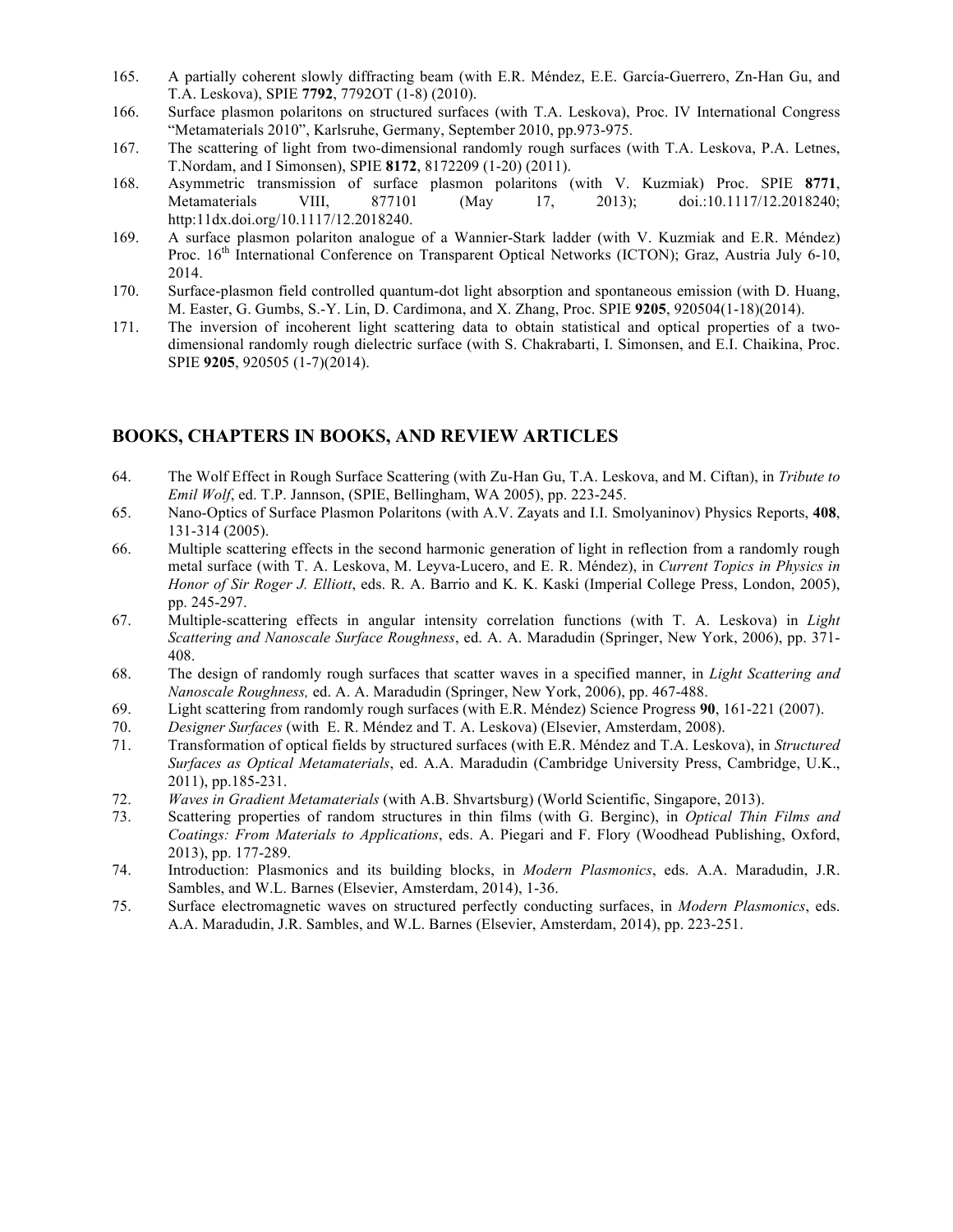165. A partially coherent slowly diffracting beam (with E.R. Méndez, E.E. García-Guerrero, Zn-Han Gu, and T.A. Leskova), SPIE **7792**, 7792OT (1-8) (2010).
166. Surface plasmon polaritons on structured surfaces (with T.A. Leskova), Proc. IV International Congress "Metamaterials 2010", Karlsruhe, Germany, September 2010, pp.973-975.
167. The scattering of light from two-dimensional randomly rough surfaces (with T.A. Leskova, P.A. Letnes, T.Nordam, and I Simonsen), SPIE **8172**, 8172209 (1-20) (2011).
168. Asymmetric transmission of surface plasmon polaritons (with V. Kuzmiak) Proc. SPIE **8771**, Metamaterials VIII, 877101 (May 17, 2013); doi.:10.1117/12.2018240; http:11dx.doi.org/10.1117/12.2018240.
169. A surface plasmon polariton analogue of a Wannier-Stark ladder (with V. Kuzmiak and E.R. Méndez) Proc. 16th International Conference on Transparent Optical Networks (ICTON); Graz, Austria July 6-10, 2014.
170. Surface-plasmon field controlled quantum-dot light absorption and spontaneous emission (with D. Huang, M. Easter, G. Gumbs, S.-Y. Lin, D. Cardimona, and X. Zhang, Proc. SPIE **9205**, 920504(1-18)(2014).
171. The inversion of incoherent light scattering data to obtain statistical and optical properties of a two-dimensional randomly rough dielectric surface (with S. Chakrabarti, I. Simonsen, and E.I. Chaikina, Proc. SPIE **9205**, 920505 (1-7)(2014).

## BOOKS, CHAPTERS IN BOOKS, AND REVIEW ARTICLES

64. The Wolf Effect in Rough Surface Scattering (with Zu-Han Gu, T.A. Leskova, and M. Ciftan), in *Tribute to Emil Wolf*, ed. T.P. Jannson, (SPIE, Bellingham, WA 2005), pp. 223-245.
65. Nano-Optics of Surface Plasmon Polaritons (with A.V. Zayats and I.I. Smolyaninov) Physics Reports, **408**, 131-314 (2005).
66. Multiple scattering effects in the second harmonic generation of light in reflection from a randomly rough metal surface (with T. A. Leskova, M. Leyva-Lucero, and E. R. Méndez), in *Current Topics in Physics in Honor of Sir Roger J. Elliott*, eds. R. A. Barrio and K. K. Kaski (Imperial College Press, London, 2005), pp. 245-297.
67. Multiple-scattering effects in angular intensity correlation functions (with T. A. Leskova) in *Light Scattering and Nanoscale Surface Roughness*, ed. A. A. Maradudin (Springer, New York, 2006), pp. 371-408.
68. The design of randomly rough surfaces that scatter waves in a specified manner, in *Light Scattering and Nanoscale Roughness,* ed. A. A. Maradudin (Springer, New York, 2006), pp. 467-488.
69. Light scattering from randomly rough surfaces (with E.R. Méndez) Science Progress **90**, 161-221 (2007).
70. *Designer Surfaces* (with E. R. Méndez and T. A. Leskova) (Elsevier, Amsterdam, 2008).
71. Transformation of optical fields by structured surfaces (with E.R. Méndez and T.A. Leskova), in *Structured Surfaces as Optical Metamaterials*, ed. A.A. Maradudin (Cambridge University Press, Cambridge, U.K., 2011), pp.185-231.
72. *Waves in Gradient Metamaterials* (with A.B. Shvartsburg) (World Scientific, Singapore, 2013).
73. Scattering properties of random structures in thin films (with G. Berginc), in *Optical Thin Films and Coatings: From Materials to Applications*, eds. A. Piegari and F. Flory (Woodhead Publishing, Oxford, 2013), pp. 177-289.
74. Introduction: Plasmonics and its building blocks, in *Modern Plasmonics*, eds. A.A. Maradudin, J.R. Sambles, and W.L. Barnes (Elsevier, Amsterdam, 2014), 1-36.
75. Surface electromagnetic waves on structured perfectly conducting surfaces, in *Modern Plasmonics*, eds. A.A. Maradudin, J.R. Sambles, and W.L. Barnes (Elsevier, Amsterdam, 2014), pp. 223-251.